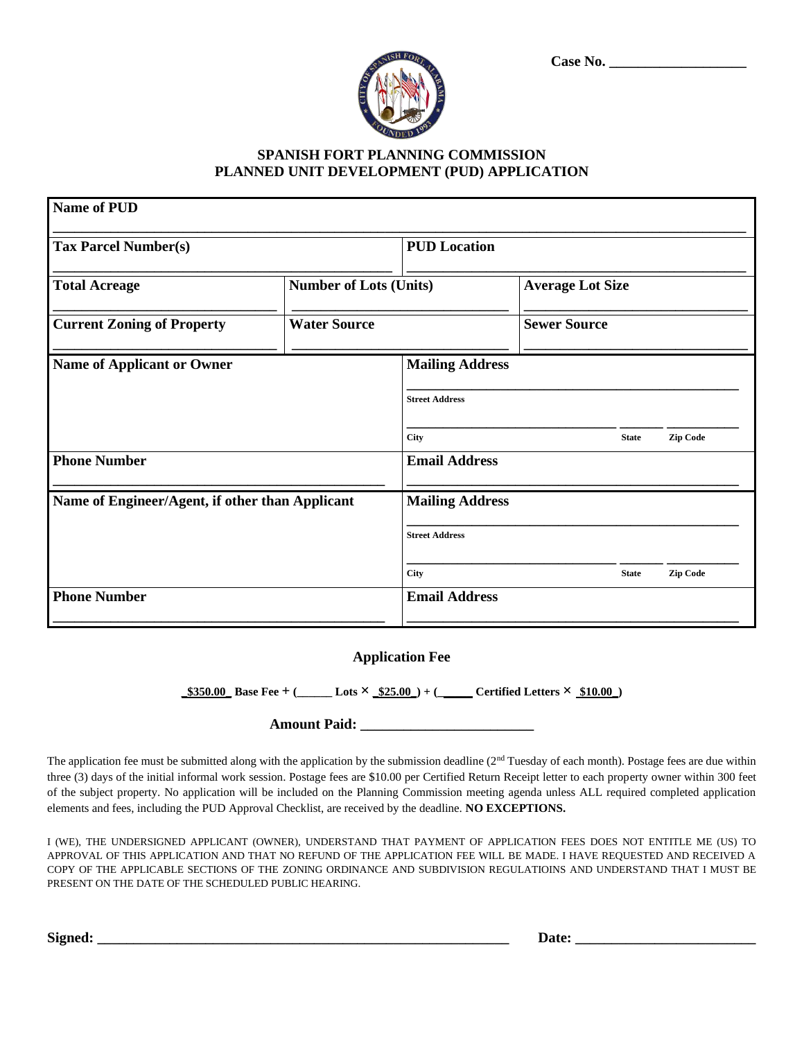**Case No. ___________________**

## SPANISH FORT PLANNING COMMISSION
## PLANNED UNIT DEVELOPMENT (PUD) APPLICATION

| | | |
|---|---|---|
| **Name of PUD** | | |
| **Tax Parcel Number(s)** | **PUD Location** | |
| **Total Acreage** | **Number of Lots (Units)** | **Average Lot Size** |
| **Current Zoning of Property** | **Water Source** | **Sewer Source** |
| **Name of Applicant or Owner** | **Mailing Address**<br>Street Address<br>City State Zip Code | |
| **Phone Number** | **Email Address** | |
| **Name of Engineer/Agent, if other than Applicant** | **Mailing Address**<br>Street Address<br>City State Zip Code | |
| **Phone Number** | **Email Address** | |

### Application Fee

**_$350.00_ Base Fee + (______ Lots × _$25.00_) + (______ Certified Letters × _$10.00_)**

**Amount Paid: _________________________**

The application fee must be submitted along with the application by the submission deadline (2nd Tuesday of each month). Postage fees are due within three (3) days of the initial informal work session. Postage fees are $10.00 per Certified Return Receipt letter to each property owner within 300 feet of the subject property. No application will be included on the Planning Commission meeting agenda unless ALL required completed application elements and fees, including the PUD Approval Checklist, are received by the deadline. **NO EXCEPTIONS.**

I (WE), THE UNDERSIGNED APPLICANT (OWNER), UNDERSTAND THAT PAYMENT OF APPLICATION FEES DOES NOT ENTITLE ME (US) TO APPROVAL OF THIS APPLICATION AND THAT NO REFUND OF THE APPLICATION FEE WILL BE MADE. I HAVE REQUESTED AND RECEIVED A COPY OF THE APPLICABLE SECTIONS OF THE ZONING ORDINANCE AND SUBDIVISION REGULATIOINS AND UNDERSTAND THAT I MUST BE PRESENT ON THE DATE OF THE SCHEDULED PUBLIC HEARING.

**Signed:** _____________________________________________ **Date:** __________________________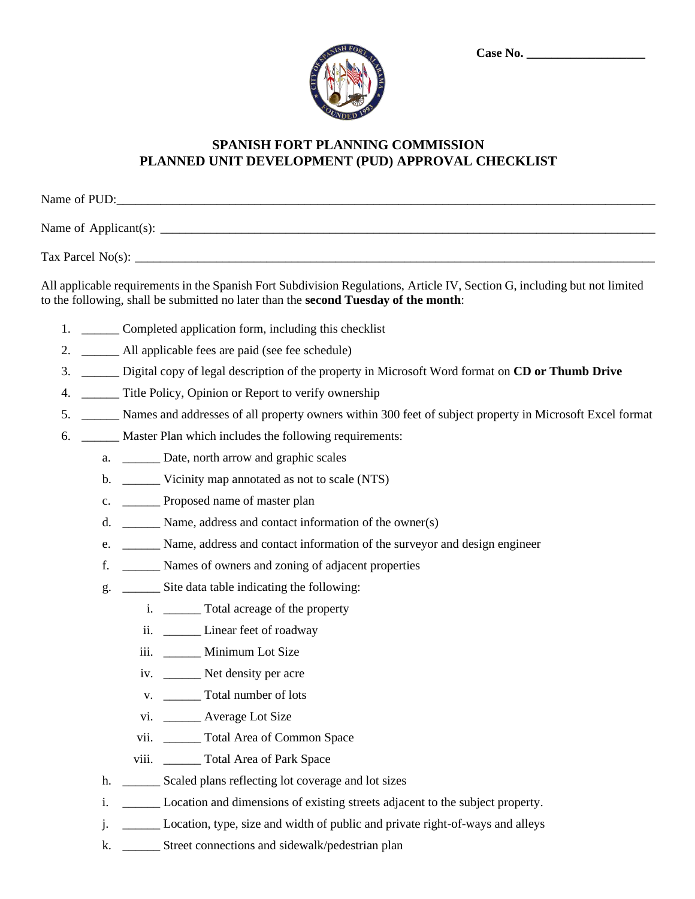**Case No. ___________________**

## SPANISH FORT PLANNING COMMISSION
## PLANNED UNIT DEVELOPMENT (PUD) APPROVAL CHECKLIST

Name of PUD:_______________________________________________________________________________

Name of Applicant(s): _______________________________________________________________________

Tax Parcel No(s): ___________________________________________________________________________

All applicable requirements in the Spanish Fort Subdivision Regulations, Article IV, Section G, including but not limited to the following, shall be submitted no later than the **second Tuesday of the month**:

1. ______ Completed application form, including this checklist
2. ______ All applicable fees are paid (see fee schedule)
3. ______ Digital copy of legal description of the property in Microsoft Word format on **CD or Thumb Drive**
4. ______ Title Policy, Opinion or Report to verify ownership
5. ______ Names and addresses of all property owners within 300 feet of subject property in Microsoft Excel format
6. ______ Master Plan which includes the following requirements:
   a. ______ Date, north arrow and graphic scales
   b. ______ Vicinity map annotated as not to scale (NTS)
   c. ______ Proposed name of master plan
   d. ______ Name, address and contact information of the owner(s)
   e. ______ Name, address and contact information of the surveyor and design engineer
   f. ______ Names of owners and zoning of adjacent properties
   g. ______ Site data table indicating the following:
      i. ______ Total acreage of the property
      ii. ______ Linear feet of roadway
      iii. ______ Minimum Lot Size
      iv. ______ Net density per acre
      v. ______ Total number of lots
      vi. ______ Average Lot Size
      vii. ______ Total Area of Common Space
      viii. ______ Total Area of Park Space
   h. ______ Scaled plans reflecting lot coverage and lot sizes
   i. ______ Location and dimensions of existing streets adjacent to the subject property.
   j. ______ Location, type, size and width of public and private right-of-ways and alleys
   k. ______ Street connections and sidewalk/pedestrian plan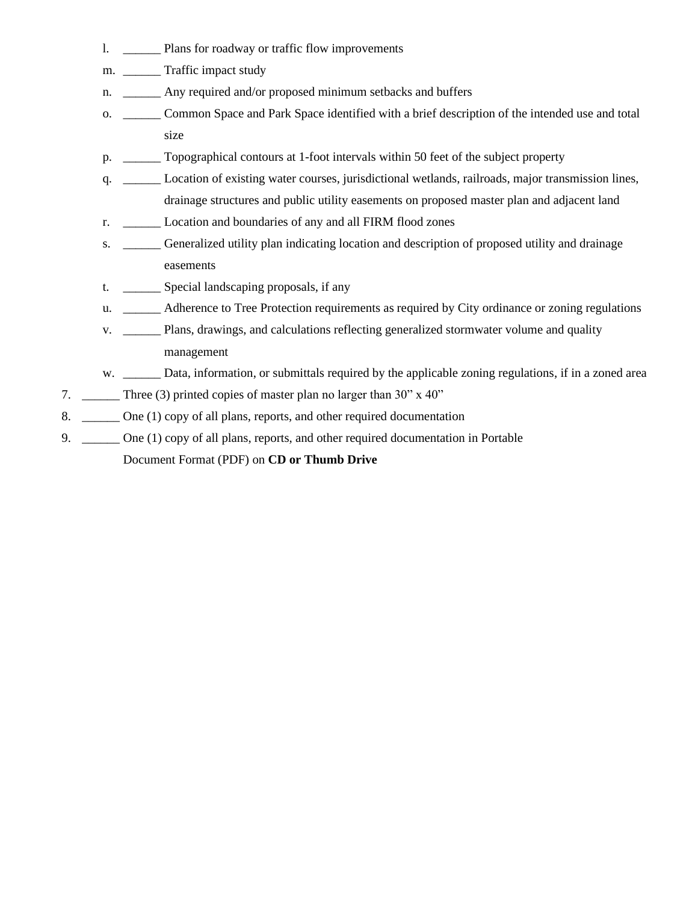l. ______ Plans for roadway or traffic flow improvements

m. ______ Traffic impact study

n. ______ Any required and/or proposed minimum setbacks and buffers

o. ______ Common Space and Park Space identified with a brief description of the intended use and total size

p. ______ Topographical contours at 1-foot intervals within 50 feet of the subject property

q. ______ Location of existing water courses, jurisdictional wetlands, railroads, major transmission lines, drainage structures and public utility easements on proposed master plan and adjacent land

r. ______ Location and boundaries of any and all FIRM flood zones

s. ______ Generalized utility plan indicating location and description of proposed utility and drainage easements

t. ______ Special landscaping proposals, if any

u. ______ Adherence to Tree Protection requirements as required by City ordinance or zoning regulations

v. ______ Plans, drawings, and calculations reflecting generalized stormwater volume and quality management

w. ______ Data, information, or submittals required by the applicable zoning regulations, if in a zoned area

7. ______ Three (3) printed copies of master plan no larger than 30” x 40”
8. ______ One (1) copy of all plans, reports, and other required documentation
9. ______ One (1) copy of all plans, reports, and other required documentation in Portable Document Format (PDF) on **CD or Thumb Drive**